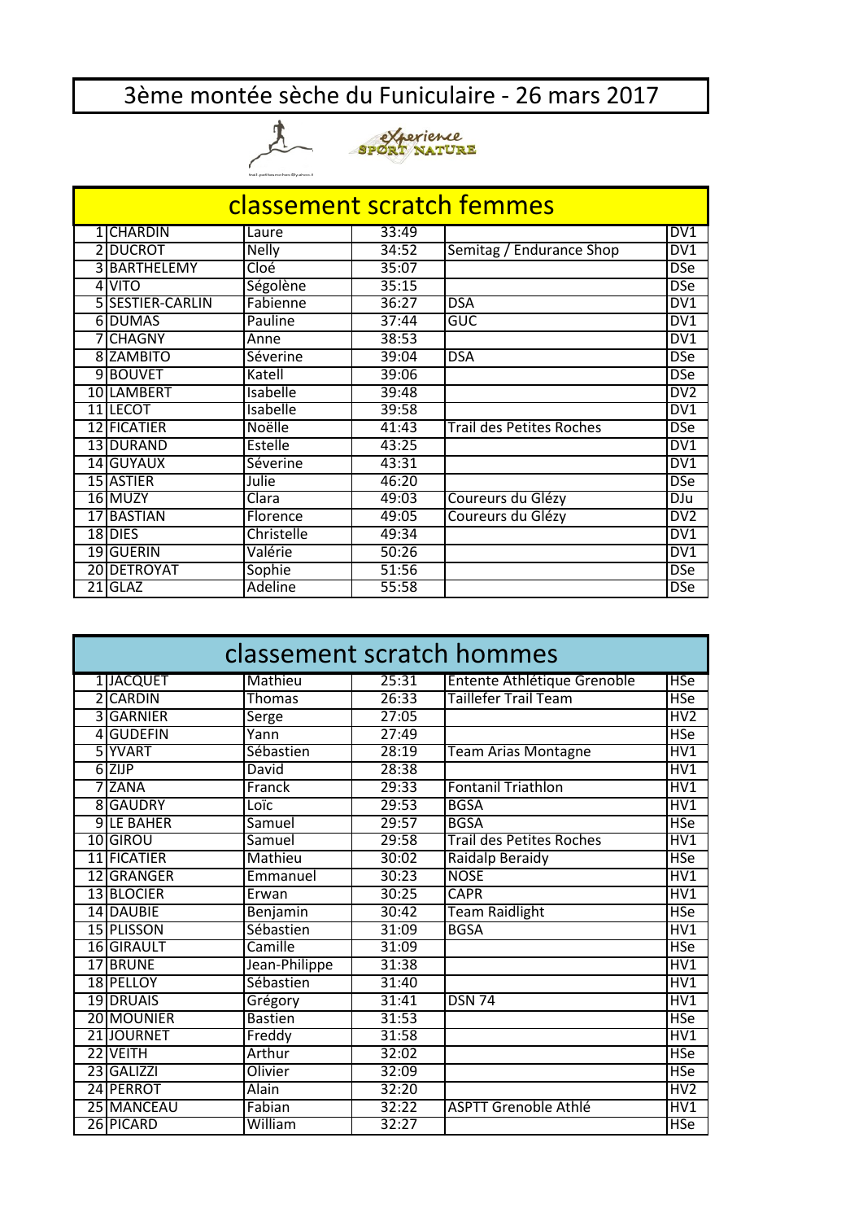# 3ème montée sèche du Funiculaire - 26 mars 2017

## classement scratch femmes

| | | | | | |
|---|---|---|---|---|---|
| 1 | CHARDIN | Laure | 33:49 | | DV1 |
| 2 | DUCROT | Nelly | 34:52 | Semitag / Endurance Shop | DV1 |
| 3 | BARTHELEMY | Cloé | 35:07 | | DSe |
| 4 | VITO | Ségolène | 35:15 | | DSe |
| 5 | SESTIER-CARLIN | Fabienne | 36:27 | DSA | DV1 |
| 6 | DUMAS | Pauline | 37:44 | GUC | DV1 |
| 7 | CHAGNY | Anne | 38:53 | | DV1 |
| 8 | ZAMBITO | Séverine | 39:04 | DSA | DSe |
| 9 | BOUVET | Katell | 39:06 | | DSe |
| 10 | LAMBERT | Isabelle | 39:48 | | DV2 |
| 11 | LECOT | Isabelle | 39:58 | | DV1 |
| 12 | FICATIER | Noëlle | 41:43 | Trail des Petites Roches | DSe |
| 13 | DURAND | Estelle | 43:25 | | DV1 |
| 14 | GUYAUX | Séverine | 43:31 | | DV1 |
| 15 | ASTIER | Julie | 46:20 | | DSe |
| 16 | MUZY | Clara | 49:03 | Coureurs du Glézy | DJu |
| 17 | BASTIAN | Florence | 49:05 | Coureurs du Glézy | DV2 |
| 18 | DIES | Christelle | 49:34 | | DV1 |
| 19 | GUERIN | Valérie | 50:26 | | DV1 |
| 20 | DETROYAT | Sophie | 51:56 | | DSe |
| 21 | GLAZ | Adeline | 55:58 | | DSe |

## classement scratch hommes

| | | | | | |
|---|---|---|---|---|---|
| 1 | JACQUET | Mathieu | 25:31 | Entente Athlétique Grenoble | HSe |
| 2 | CARDIN | Thomas | 26:33 | Taillefer Trail Team | HSe |
| 3 | GARNIER | Serge | 27:05 | | HV2 |
| 4 | GUDEFIN | Yann | 27:49 | | HSe |
| 5 | YVART | Sébastien | 28:19 | Team Arias Montagne | HV1 |
| 6 | ZIJP | David | 28:38 | | HV1 |
| 7 | ZANA | Franck | 29:33 | Fontanil Triathlon | HV1 |
| 8 | GAUDRY | Loïc | 29:53 | BGSA | HV1 |
| 9 | LE BAHER | Samuel | 29:57 | BGSA | HSe |
| 10 | GIROU | Samuel | 29:58 | Trail des Petites Roches | HV1 |
| 11 | FICATIER | Mathieu | 30:02 | Raidalp Beraidy | HSe |
| 12 | GRANGER | Emmanuel | 30:23 | NOSE | HV1 |
| 13 | BLOCIER | Erwan | 30:25 | CAPR | HV1 |
| 14 | DAUBIE | Benjamin | 30:42 | Team Raidlight | HSe |
| 15 | PLISSON | Sébastien | 31:09 | BGSA | HV1 |
| 16 | GIRAULT | Camille | 31:09 | | HSe |
| 17 | BRUNE | Jean-Philippe | 31:38 | | HV1 |
| 18 | PELLOY | Sébastien | 31:40 | | HV1 |
| 19 | DRUAIS | Grégory | 31:41 | DSN 74 | HV1 |
| 20 | MOUNIER | Bastien | 31:53 | | HSe |
| 21 | JOURNET | Freddy | 31:58 | | HV1 |
| 22 | VEITH | Arthur | 32:02 | | HSe |
| 23 | GALIZZI | Olivier | 32:09 | | HSe |
| 24 | PERROT | Alain | 32:20 | | HV2 |
| 25 | MANCEAU | Fabian | 32:22 | ASPTT Grenoble Athlé | HV1 |
| 26 | PICARD | William | 32:27 | | HSe |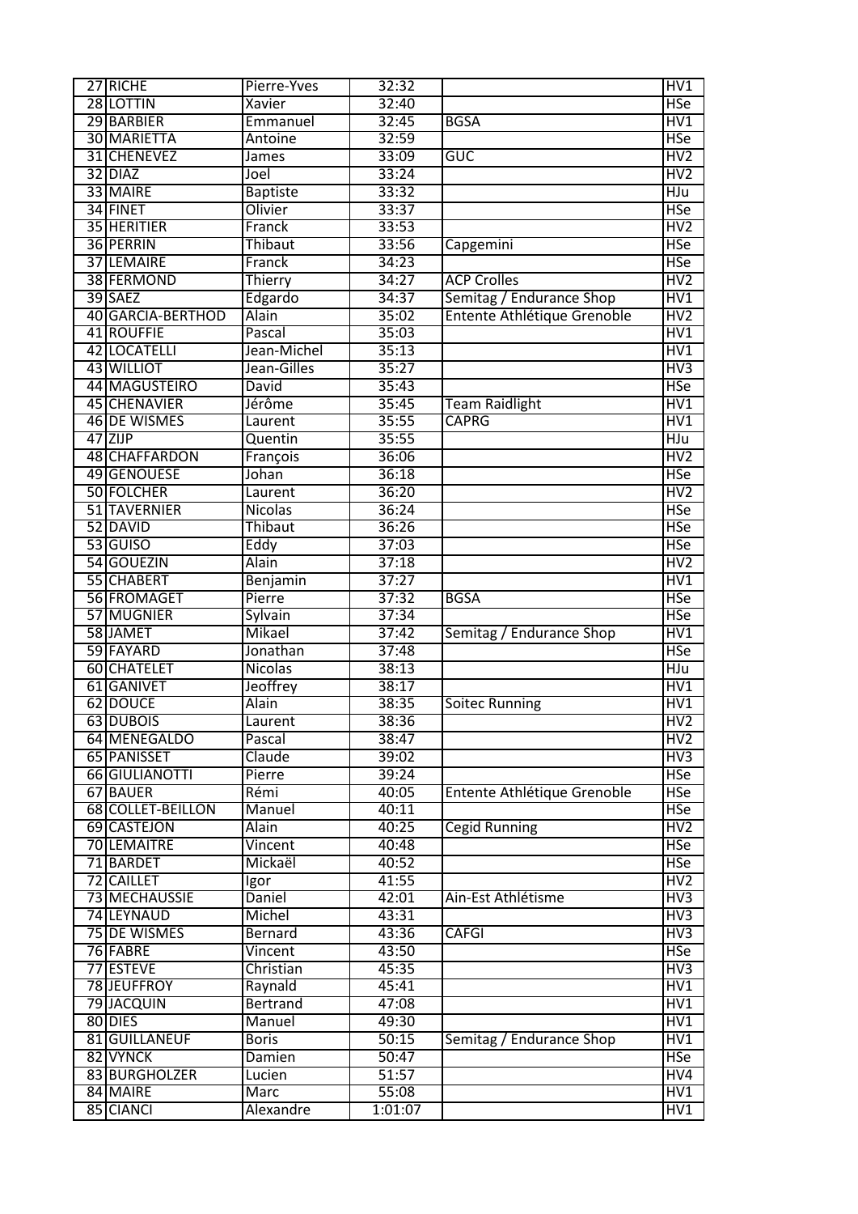| | | | | | |
|---|---|---|---|---|---|
| 27 | RICHE | Pierre-Yves | 32:32 | | HV1 |
| 28 | LOTTIN | Xavier | 32:40 | | HSe |
| 29 | BARBIER | Emmanuel | 32:45 | BGSA | HV1 |
| 30 | MARIETTA | Antoine | 32:59 | | HSe |
| 31 | CHENEVEZ | James | 33:09 | GUC | HV2 |
| 32 | DIAZ | Joel | 33:24 | | HV2 |
| 33 | MAIRE | Baptiste | 33:32 | | HJu |
| 34 | FINET | Olivier | 33:37 | | HSe |
| 35 | HERITIER | Franck | 33:53 | | HV2 |
| 36 | PERRIN | Thibaut | 33:56 | Capgemini | HSe |
| 37 | LEMAIRE | Franck | 34:23 | | HSe |
| 38 | FERMOND | Thierry | 34:27 | ACP Crolles | HV2 |
| 39 | SAEZ | Edgardo | 34:37 | Semitag / Endurance Shop | HV1 |
| 40 | GARCIA-BERTHOD | Alain | 35:02 | Entente Athlétique Grenoble | HV2 |
| 41 | ROUFFIE | Pascal | 35:03 | | HV1 |
| 42 | LOCATELLI | Jean-Michel | 35:13 | | HV1 |
| 43 | WILLIOT | Jean-Gilles | 35:27 | | HV3 |
| 44 | MAGUSTEIRO | David | 35:43 | | HSe |
| 45 | CHENAVIER | Jérôme | 35:45 | Team Raidlight | HV1 |
| 46 | DE WISMES | Laurent | 35:55 | CAPRG | HV1 |
| 47 | ZIJP | Quentin | 35:55 | | HJu |
| 48 | CHAFFARDON | François | 36:06 | | HV2 |
| 49 | GENOUESE | Johan | 36:18 | | HSe |
| 50 | FOLCHER | Laurent | 36:20 | | HV2 |
| 51 | TAVERNIER | Nicolas | 36:24 | | HSe |
| 52 | DAVID | Thibaut | 36:26 | | HSe |
| 53 | GUISO | Eddy | 37:03 | | HSe |
| 54 | GOUEZIN | Alain | 37:18 | | HV2 |
| 55 | CHABERT | Benjamin | 37:27 | | HV1 |
| 56 | FROMAGET | Pierre | 37:32 | BGSA | HSe |
| 57 | MUGNIER | Sylvain | 37:34 | | HSe |
| 58 | JAMET | Mikael | 37:42 | Semitag / Endurance Shop | HV1 |
| 59 | FAYARD | Jonathan | 37:48 | | HSe |
| 60 | CHATELET | Nicolas | 38:13 | | HJu |
| 61 | GANIVET | Jeoffrey | 38:17 | | HV1 |
| 62 | DOUCE | Alain | 38:35 | Soitec Running | HV1 |
| 63 | DUBOIS | Laurent | 38:36 | | HV2 |
| 64 | MENEGALDO | Pascal | 38:47 | | HV2 |
| 65 | PANISSET | Claude | 39:02 | | HV3 |
| 66 | GIULIANOTTI | Pierre | 39:24 | | HSe |
| 67 | BAUER | Rémi | 40:05 | Entente Athlétique Grenoble | HSe |
| 68 | COLLET-BEILLON | Manuel | 40:11 | | HSe |
| 69 | CASTEJON | Alain | 40:25 | Cegid Running | HV2 |
| 70 | LEMAITRE | Vincent | 40:48 | | HSe |
| 71 | BARDET | Mickaël | 40:52 | | HSe |
| 72 | CAILLET | Igor | 41:55 | | HV2 |
| 73 | MECHAUSSIE | Daniel | 42:01 | Ain-Est Athlétisme | HV3 |
| 74 | LEYNAUD | Michel | 43:31 | | HV3 |
| 75 | DE WISMES | Bernard | 43:36 | CAFGI | HV3 |
| 76 | FABRE | Vincent | 43:50 | | HSe |
| 77 | ESTEVE | Christian | 45:35 | | HV3 |
| 78 | JEUFFROY | Raynald | 45:41 | | HV1 |
| 79 | JACQUIN | Bertrand | 47:08 | | HV1 |
| 80 | DIES | Manuel | 49:30 | | HV1 |
| 81 | GUILLANEUF | Boris | 50:15 | Semitag / Endurance Shop | HV1 |
| 82 | VYNCK | Damien | 50:47 | | HSe |
| 83 | BURGHOLZER | Lucien | 51:57 | | HV4 |
| 84 | MAIRE | Marc | 55:08 | | HV1 |
| 85 | CIANCI | Alexandre | 1:01:07 | | HV1 |